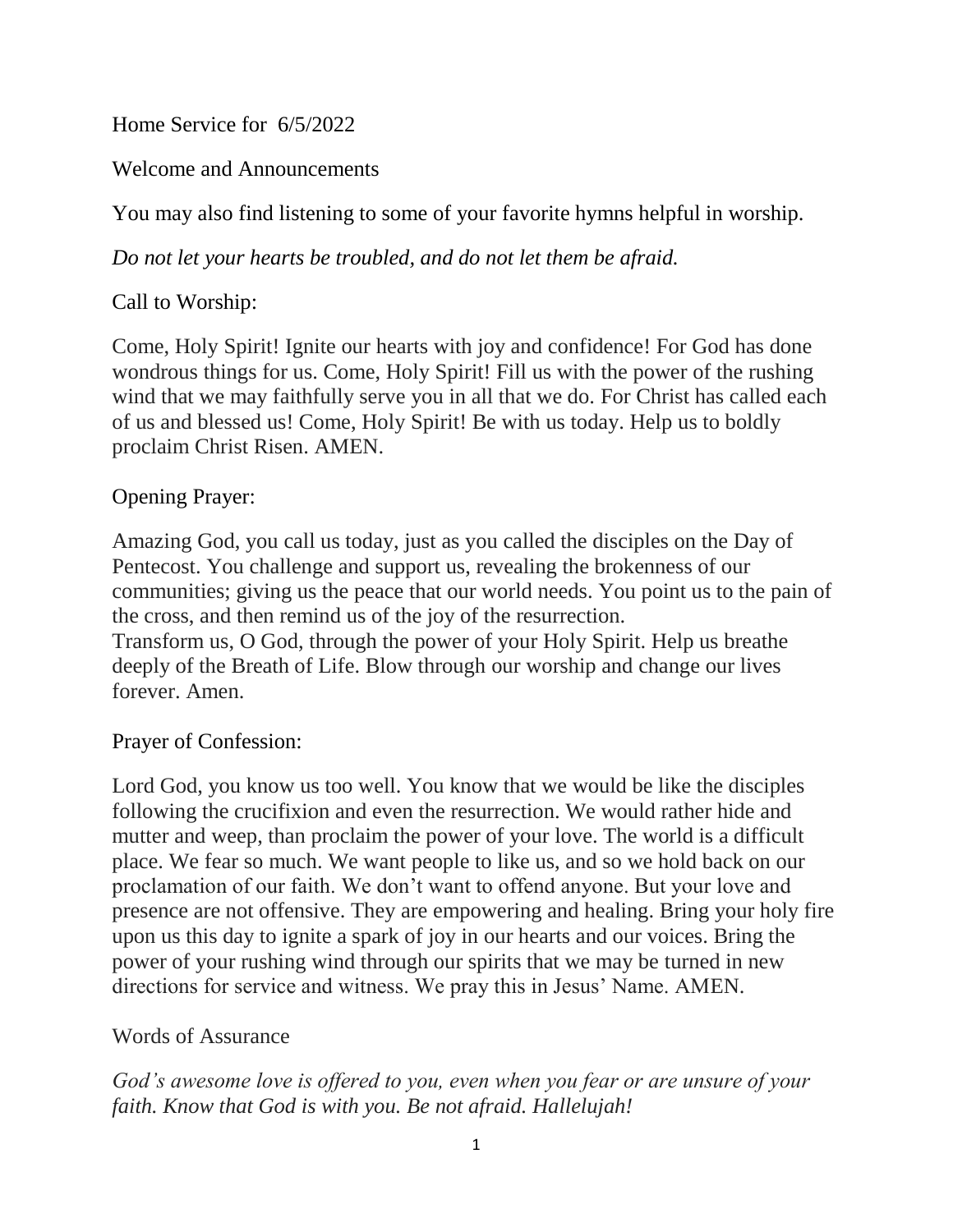Home Service for 6/5/2022

Welcome and Announcements

You may also find listening to some of your favorite hymns helpful in worship.

*Do not let your hearts be troubled, and do not let them be afraid.*

Call to Worship:

Come, Holy Spirit! Ignite our hearts with joy and confidence! For God has done wondrous things for us. Come, Holy Spirit! Fill us with the power of the rushing wind that we may faithfully serve you in all that we do. For Christ has called each of us and blessed us! Come, Holy Spirit! Be with us today. Help us to boldly proclaim Christ Risen. AMEN.

Opening Prayer:

Amazing God, you call us today, just as you called the disciples on the Day of Pentecost. You challenge and support us, revealing the brokenness of our communities; giving us the peace that our world needs. You point us to the pain of the cross, and then remind us of the joy of the resurrection.
Transform us, O God, through the power of your Holy Spirit. Help us breathe deeply of the Breath of Life. Blow through our worship and change our lives forever. Amen.

Prayer of Confession:

Lord God, you know us too well. You know that we would be like the disciples following the crucifixion and even the resurrection. We would rather hide and mutter and weep, than proclaim the power of your love. The world is a difficult place. We fear so much. We want people to like us, and so we hold back on our proclamation of our faith. We don't want to offend anyone. But your love and presence are not offensive. They are empowering and healing. Bring your holy fire upon us this day to ignite a spark of joy in our hearts and our voices. Bring the power of your rushing wind through our spirits that we may be turned in new directions for service and witness. We pray this in Jesus' Name. AMEN.

Words of Assurance

*God's awesome love is offered to you, even when you fear or are unsure of your faith. Know that God is with you. Be not afraid. Hallelujah!*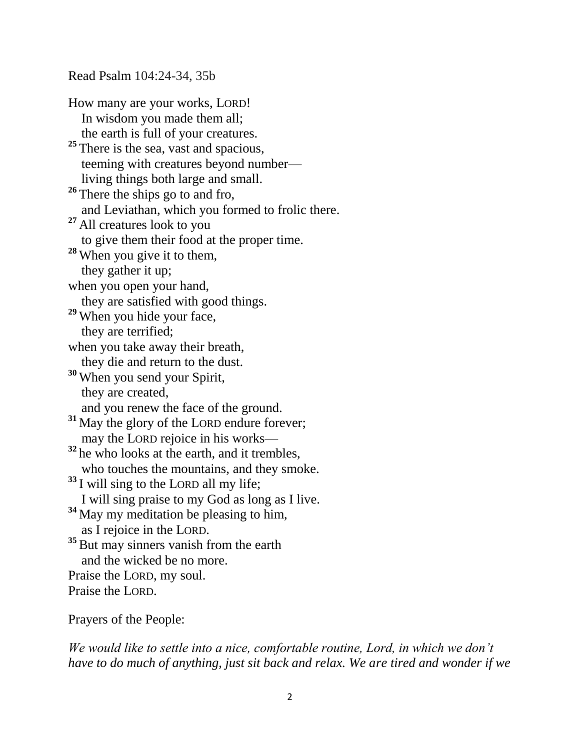Read Psalm 104:24-34, 35b

How many are your works, LORD!
   In wisdom you made them all;
   the earth is full of your creatures.
[25] There is the sea, vast and spacious,
   teeming with creatures beyond number—
   living things both large and small.
[26] There the ships go to and fro,
   and Leviathan, which you formed to frolic there.
[27] All creatures look to you
   to give them their food at the proper time.
[28] When you give it to them,
   they gather it up;
when you open your hand,
   they are satisfied with good things.
[29] When you hide your face,
   they are terrified;
when you take away their breath,
   they die and return to the dust.
[30] When you send your Spirit,
   they are created,
   and you renew the face of the ground.
[31] May the glory of the LORD endure forever;
   may the LORD rejoice in his works—
[32] he who looks at the earth, and it trembles,
   who touches the mountains, and they smoke.
[33] I will sing to the LORD all my life;
   I will sing praise to my God as long as I live.
[34] May my meditation be pleasing to him,
   as I rejoice in the LORD.
[35] But may sinners vanish from the earth
   and the wicked be no more.
Praise the LORD, my soul.
Praise the LORD.

Prayers of the People:

*We would like to settle into a nice, comfortable routine, Lord, in which we don't have to do much of anything, just sit back and relax. We are tired and wonder if we*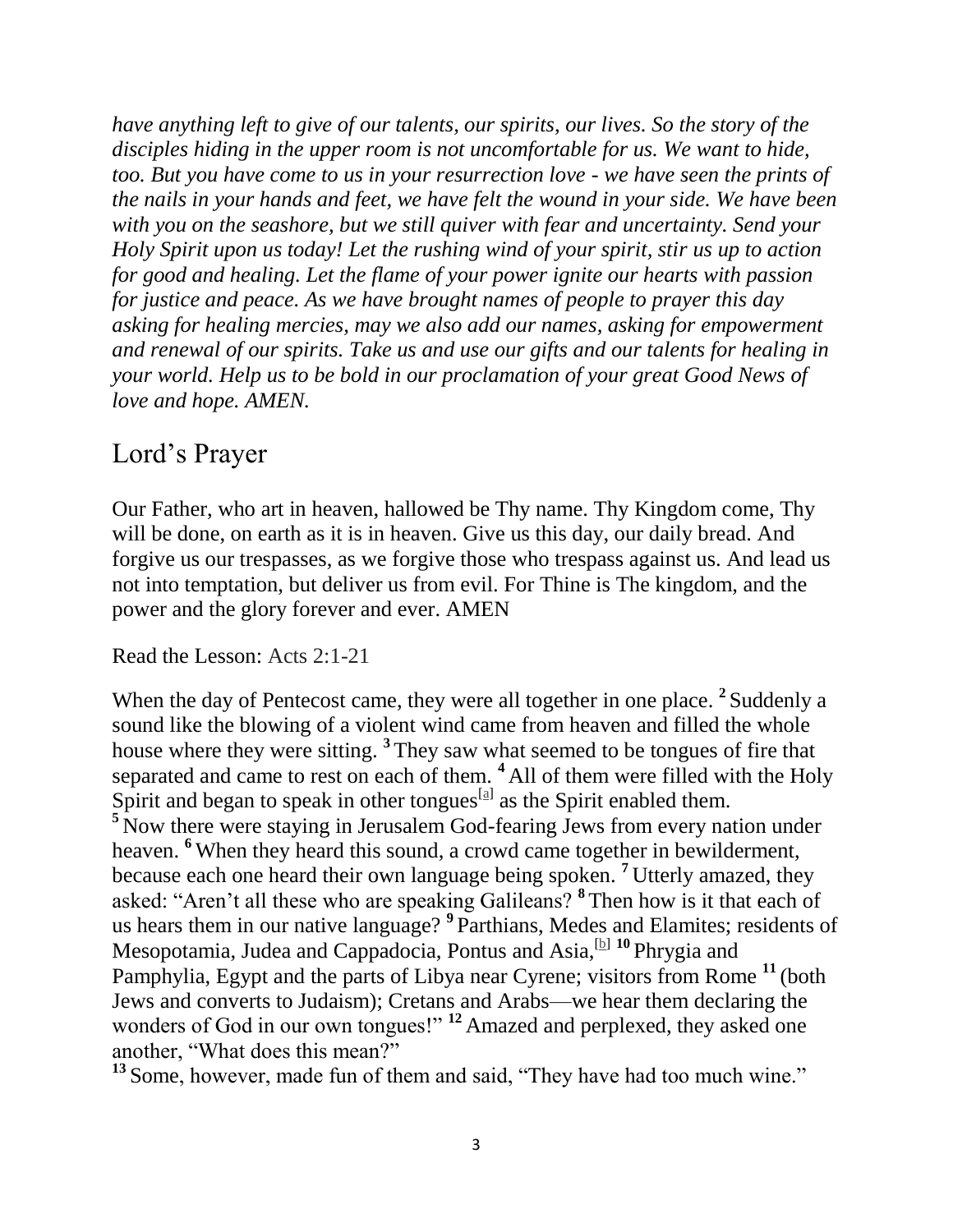*have anything left to give of our talents, our spirits, our lives. So the story of the disciples hiding in the upper room is not uncomfortable for us. We want to hide, too. But you have come to us in your resurrection love - we have seen the prints of the nails in your hands and feet, we have felt the wound in your side. We have been with you on the seashore, but we still quiver with fear and uncertainty. Send your Holy Spirit upon us today! Let the rushing wind of your spirit, stir us up to action for good and healing. Let the flame of your power ignite our hearts with passion for justice and peace. As we have brought names of people to prayer this day asking for healing mercies, may we also add our names, asking for empowerment and renewal of our spirits. Take us and use our gifts and our talents for healing in your world. Help us to be bold in our proclamation of your great Good News of love and hope. AMEN.*

## Lord's Prayer

Our Father, who art in heaven, hallowed be Thy name. Thy Kingdom come, Thy will be done, on earth as it is in heaven. Give us this day, our daily bread. And forgive us our trespasses, as we forgive those who trespass against us. And lead us not into temptation, but deliver us from evil. For Thine is The kingdom, and the power and the glory forever and ever. AMEN

Read the Lesson: Acts 2:1-21

When the day of Pentecost came, they were all together in one place. **2** Suddenly a sound like the blowing of a violent wind came from heaven and filled the whole house where they were sitting. **3** They saw what seemed to be tongues of fire that separated and came to rest on each of them. **4** All of them were filled with the Holy Spirit and began to speak in other tongues[a] as the Spirit enabled them.
**5** Now there were staying in Jerusalem God-fearing Jews from every nation under heaven. **6** When they heard this sound, a crowd came together in bewilderment, because each one heard their own language being spoken. **7** Utterly amazed, they asked: "Aren't all these who are speaking Galileans? **8** Then how is it that each of us hears them in our native language? **9** Parthians, Medes and Elamites; residents of Mesopotamia, Judea and Cappadocia, Pontus and Asia,[b] **10** Phrygia and Pamphylia, Egypt and the parts of Libya near Cyrene; visitors from Rome **11** (both Jews and converts to Judaism); Cretans and Arabs—we hear them declaring the wonders of God in our own tongues!" **12** Amazed and perplexed, they asked one another, "What does this mean?"
**13** Some, however, made fun of them and said, "They have had too much wine."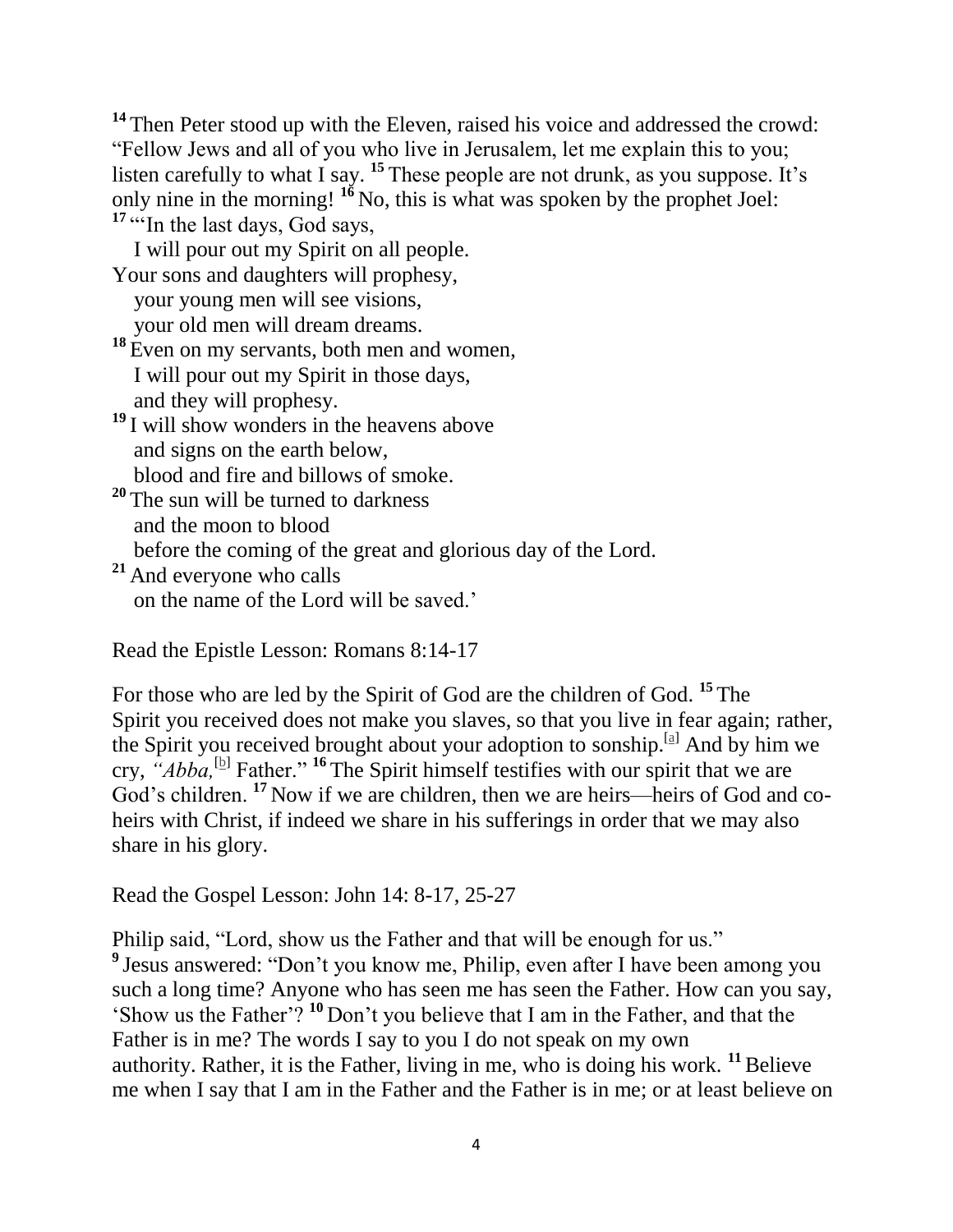[14] Then Peter stood up with the Eleven, raised his voice and addressed the crowd: "Fellow Jews and all of you who live in Jerusalem, let me explain this to you; listen carefully to what I say. [15] These people are not drunk, as you suppose. It's only nine in the morning! [16] No, this is what was spoken by the prophet Joel:

[17] "'In the last days, God says,
   I will pour out my Spirit on all people.
Your sons and daughters will prophesy,
   your young men will see visions,
   your old men will dream dreams.
[18] Even on my servants, both men and women,
   I will pour out my Spirit in those days,
   and they will prophesy.
[19] I will show wonders in the heavens above
   and signs on the earth below,
   blood and fire and billows of smoke.
[20] The sun will be turned to darkness
   and the moon to blood
   before the coming of the great and glorious day of the Lord.
[21] And everyone who calls
   on the name of the Lord will be saved.'

Read the Epistle Lesson: Romans 8:14-17

For those who are led by the Spirit of God are the children of God. [15] The Spirit you received does not make you slaves, so that you live in fear again; rather, the Spirit you received brought about your adoption to sonship.[a] And by him we cry, *"Abba,*[b] Father." [16] The Spirit himself testifies with our spirit that we are God's children. [17] Now if we are children, then we are heirs—heirs of God and co-heirs with Christ, if indeed we share in his sufferings in order that we may also share in his glory.

Read the Gospel Lesson: John 14: 8-17, 25-27

Philip said, "Lord, show us the Father and that will be enough for us."
[9] Jesus answered: "Don't you know me, Philip, even after I have been among you such a long time? Anyone who has seen me has seen the Father. How can you say, 'Show us the Father'? [10] Don't you believe that I am in the Father, and that the Father is in me? The words I say to you I do not speak on my own authority. Rather, it is the Father, living in me, who is doing his work. [11] Believe me when I say that I am in the Father and the Father is in me; or at least believe on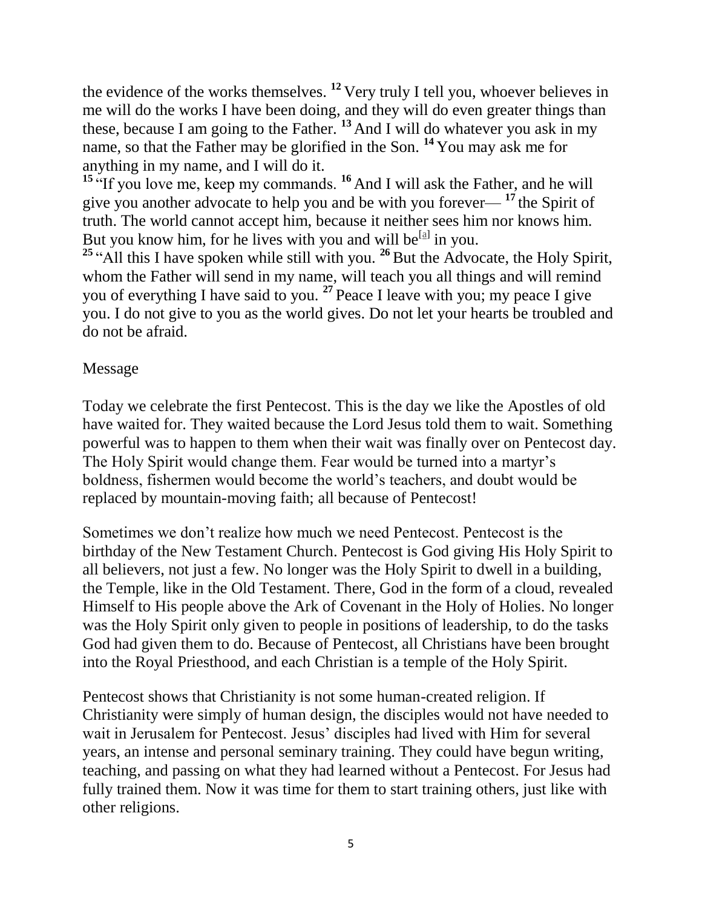the evidence of the works themselves. **12** Very truly I tell you, whoever believes in me will do the works I have been doing, and they will do even greater things than these, because I am going to the Father. **13** And I will do whatever you ask in my name, so that the Father may be glorified in the Son. **14** You may ask me for anything in my name, and I will do it.

**15** "If you love me, keep my commands. **16** And I will ask the Father, and he will give you another advocate to help you and be with you forever— **17** the Spirit of truth. The world cannot accept him, because it neither sees him nor knows him. But you know him, for he lives with you and will be[a] in you.

**25** "All this I have spoken while still with you. **26** But the Advocate, the Holy Spirit, whom the Father will send in my name, will teach you all things and will remind you of everything I have said to you. **27** Peace I leave with you; my peace I give you. I do not give to you as the world gives. Do not let your hearts be troubled and do not be afraid.

Message

Today we celebrate the first Pentecost. This is the day we like the Apostles of old have waited for. They waited because the Lord Jesus told them to wait. Something powerful was to happen to them when their wait was finally over on Pentecost day. The Holy Spirit would change them. Fear would be turned into a martyr's boldness, fishermen would become the world's teachers, and doubt would be replaced by mountain-moving faith; all because of Pentecost!

Sometimes we don't realize how much we need Pentecost. Pentecost is the birthday of the New Testament Church. Pentecost is God giving His Holy Spirit to all believers, not just a few. No longer was the Holy Spirit to dwell in a building, the Temple, like in the Old Testament. There, God in the form of a cloud, revealed Himself to His people above the Ark of Covenant in the Holy of Holies. No longer was the Holy Spirit only given to people in positions of leadership, to do the tasks God had given them to do. Because of Pentecost, all Christians have been brought into the Royal Priesthood, and each Christian is a temple of the Holy Spirit.

Pentecost shows that Christianity is not some human-created religion. If Christianity were simply of human design, the disciples would not have needed to wait in Jerusalem for Pentecost. Jesus' disciples had lived with Him for several years, an intense and personal seminary training. They could have begun writing, teaching, and passing on what they had learned without a Pentecost. For Jesus had fully trained them. Now it was time for them to start training others, just like with other religions.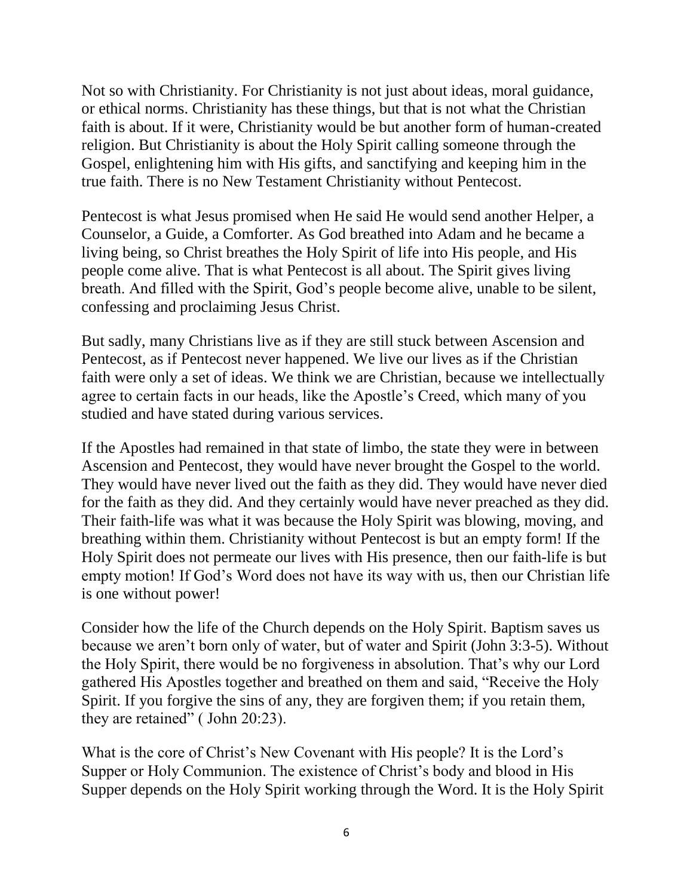Not so with Christianity. For Christianity is not just about ideas, moral guidance, or ethical norms. Christianity has these things, but that is not what the Christian faith is about. If it were, Christianity would be but another form of human-created religion. But Christianity is about the Holy Spirit calling someone through the Gospel, enlightening him with His gifts, and sanctifying and keeping him in the true faith. There is no New Testament Christianity without Pentecost.

Pentecost is what Jesus promised when He said He would send another Helper, a Counselor, a Guide, a Comforter. As God breathed into Adam and he became a living being, so Christ breathes the Holy Spirit of life into His people, and His people come alive. That is what Pentecost is all about. The Spirit gives living breath. And filled with the Spirit, God's people become alive, unable to be silent, confessing and proclaiming Jesus Christ.

But sadly, many Christians live as if they are still stuck between Ascension and Pentecost, as if Pentecost never happened. We live our lives as if the Christian faith were only a set of ideas. We think we are Christian, because we intellectually agree to certain facts in our heads, like the Apostle's Creed, which many of you studied and have stated during various services.

If the Apostles had remained in that state of limbo, the state they were in between Ascension and Pentecost, they would have never brought the Gospel to the world. They would have never lived out the faith as they did. They would have never died for the faith as they did. And they certainly would have never preached as they did. Their faith-life was what it was because the Holy Spirit was blowing, moving, and breathing within them. Christianity without Pentecost is but an empty form! If the Holy Spirit does not permeate our lives with His presence, then our faith-life is but empty motion! If God's Word does not have its way with us, then our Christian life is one without power!

Consider how the life of the Church depends on the Holy Spirit. Baptism saves us because we aren't born only of water, but of water and Spirit (John 3:3-5). Without the Holy Spirit, there would be no forgiveness in absolution. That's why our Lord gathered His Apostles together and breathed on them and said, "Receive the Holy Spirit. If you forgive the sins of any, they are forgiven them; if you retain them, they are retained" ( John 20:23).

What is the core of Christ's New Covenant with His people? It is the Lord's Supper or Holy Communion. The existence of Christ's body and blood in His Supper depends on the Holy Spirit working through the Word. It is the Holy Spirit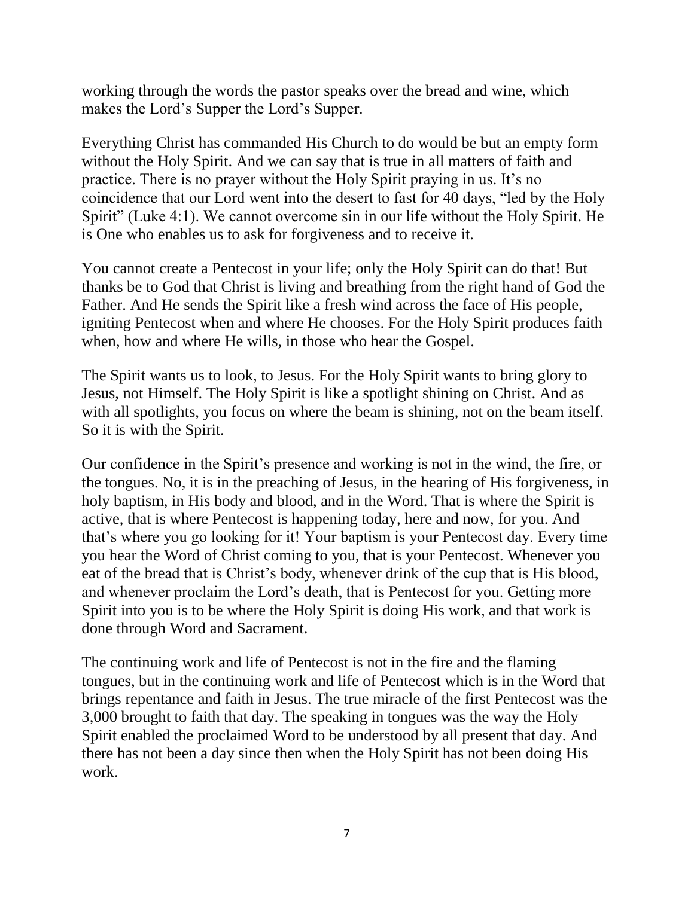working through the words the pastor speaks over the bread and wine, which makes the Lord's Supper the Lord's Supper.

Everything Christ has commanded His Church to do would be but an empty form without the Holy Spirit. And we can say that is true in all matters of faith and practice. There is no prayer without the Holy Spirit praying in us. It's no coincidence that our Lord went into the desert to fast for 40 days, "led by the Holy Spirit" (Luke 4:1). We cannot overcome sin in our life without the Holy Spirit. He is One who enables us to ask for forgiveness and to receive it.

You cannot create a Pentecost in your life; only the Holy Spirit can do that! But thanks be to God that Christ is living and breathing from the right hand of God the Father. And He sends the Spirit like a fresh wind across the face of His people, igniting Pentecost when and where He chooses. For the Holy Spirit produces faith when, how and where He wills, in those who hear the Gospel.

The Spirit wants us to look, to Jesus. For the Holy Spirit wants to bring glory to Jesus, not Himself. The Holy Spirit is like a spotlight shining on Christ. And as with all spotlights, you focus on where the beam is shining, not on the beam itself. So it is with the Spirit.

Our confidence in the Spirit's presence and working is not in the wind, the fire, or the tongues. No, it is in the preaching of Jesus, in the hearing of His forgiveness, in holy baptism, in His body and blood, and in the Word. That is where the Spirit is active, that is where Pentecost is happening today, here and now, for you. And that's where you go looking for it! Your baptism is your Pentecost day. Every time you hear the Word of Christ coming to you, that is your Pentecost. Whenever you eat of the bread that is Christ's body, whenever drink of the cup that is His blood, and whenever proclaim the Lord's death, that is Pentecost for you. Getting more Spirit into you is to be where the Holy Spirit is doing His work, and that work is done through Word and Sacrament.

The continuing work and life of Pentecost is not in the fire and the flaming tongues, but in the continuing work and life of Pentecost which is in the Word that brings repentance and faith in Jesus. The true miracle of the first Pentecost was the 3,000 brought to faith that day. The speaking in tongues was the way the Holy Spirit enabled the proclaimed Word to be understood by all present that day. And there has not been a day since then when the Holy Spirit has not been doing His work.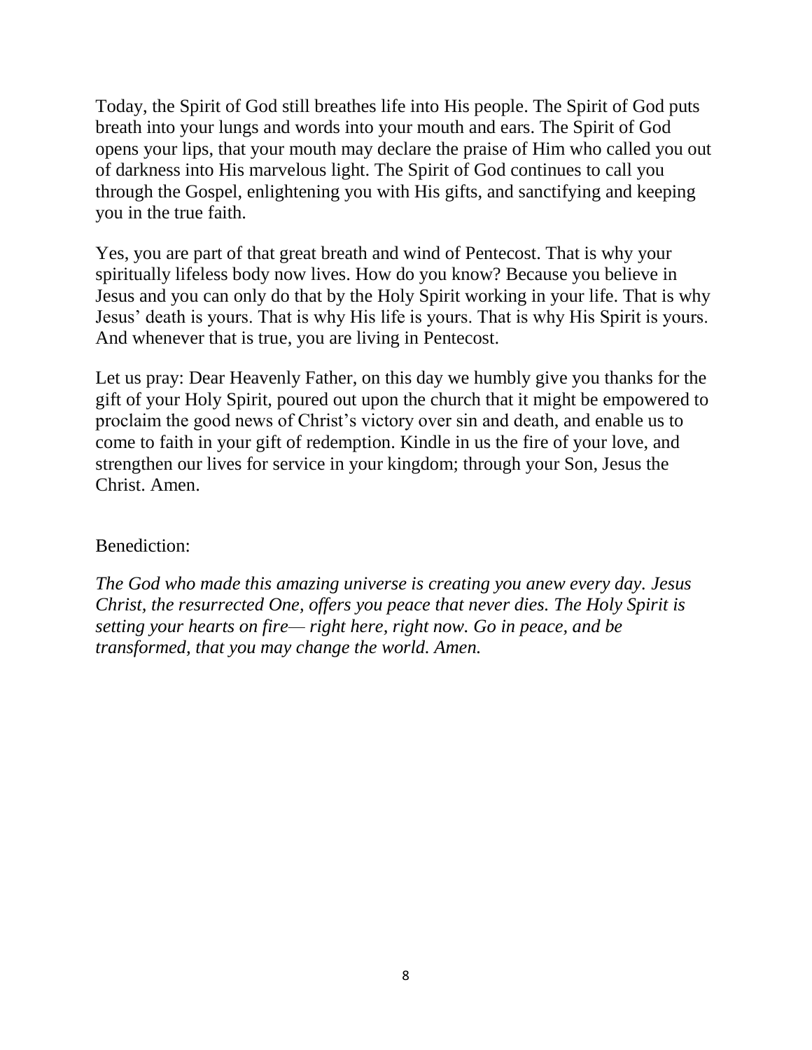Today, the Spirit of God still breathes life into His people. The Spirit of God puts breath into your lungs and words into your mouth and ears. The Spirit of God opens your lips, that your mouth may declare the praise of Him who called you out of darkness into His marvelous light. The Spirit of God continues to call you through the Gospel, enlightening you with His gifts, and sanctifying and keeping you in the true faith.

Yes, you are part of that great breath and wind of Pentecost. That is why your spiritually lifeless body now lives. How do you know? Because you believe in Jesus and you can only do that by the Holy Spirit working in your life. That is why Jesus' death is yours. That is why His life is yours. That is why His Spirit is yours. And whenever that is true, you are living in Pentecost.

Let us pray: Dear Heavenly Father, on this day we humbly give you thanks for the gift of your Holy Spirit, poured out upon the church that it might be empowered to proclaim the good news of Christ's victory over sin and death, and enable us to come to faith in your gift of redemption. Kindle in us the fire of your love, and strengthen our lives for service in your kingdom; through your Son, Jesus the Christ. Amen.

Benediction:

*The God who made this amazing universe is creating you anew every day. Jesus Christ, the resurrected One, offers you peace that never dies. The Holy Spirit is setting your hearts on fire— right here, right now. Go in peace, and be transformed, that you may change the world. Amen.*